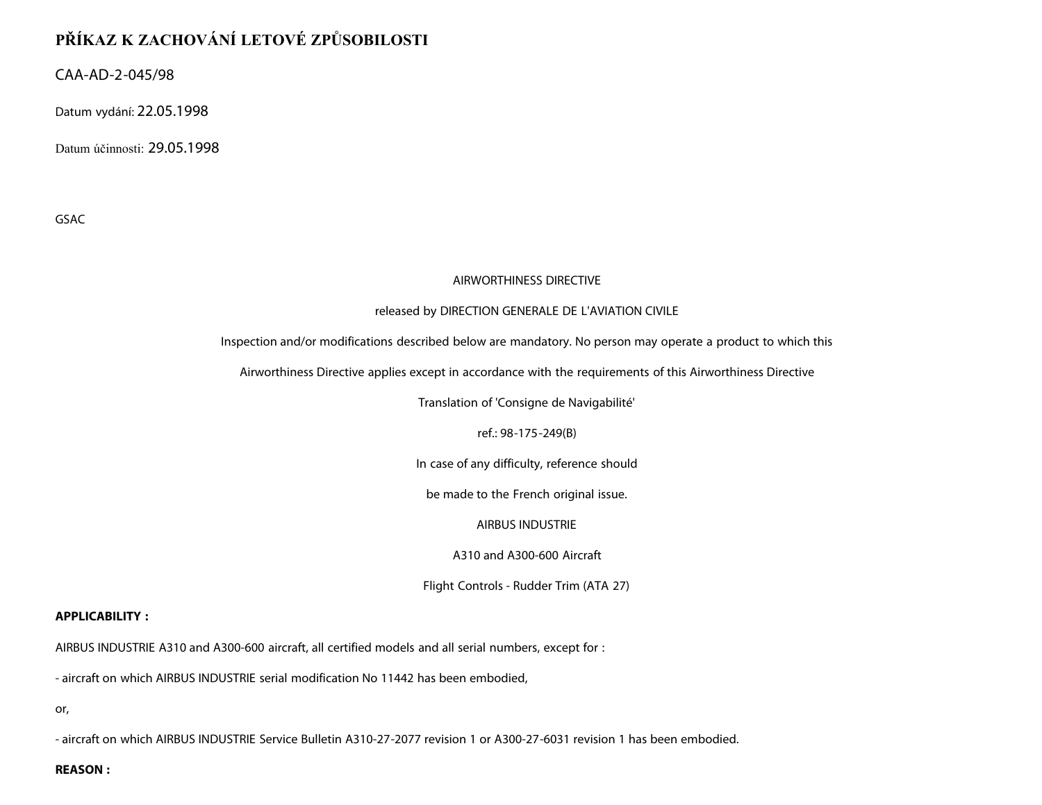# PŘÍKAZ K ZACHOVÁNÍ LETOVÉ ZPŮSOBILOSTI

CAA-AD-2-045/98

Datum vydání: 22.05.1998

Datum účinnosti: 29.05.1998

GSAC

AIRWORTHINESS DIRECTIVE

released by DIRECTION GENERALE DE L'AVIATION CIVILE

Inspection and/or modifications described below are mandatory. No person may operate a product to which this

Airworthiness Directive applies except in accordance with the requirements of this Airworthiness Directive

Translation of 'Consigne de Navigabilité'

ref.: 98-175-249(B)

In case of any difficulty, reference should

be made to the French original issue.

AIRBUS INDUSTRIE

A310 and A300-600 Aircraft

Flight Controls - Rudder Trim (ATA 27)

**APPLICABILITY :**

AIRBUS INDUSTRIE A310 and A300-600 aircraft, all certified models and all serial numbers, except for :

- aircraft on which AIRBUS INDUSTRIE serial modification No 11442 has been embodied,

or,

- aircraft on which AIRBUS INDUSTRIE Service Bulletin A310-27-2077 revision 1 or A300-27-6031 revision 1 has been embodied.

**REASON :**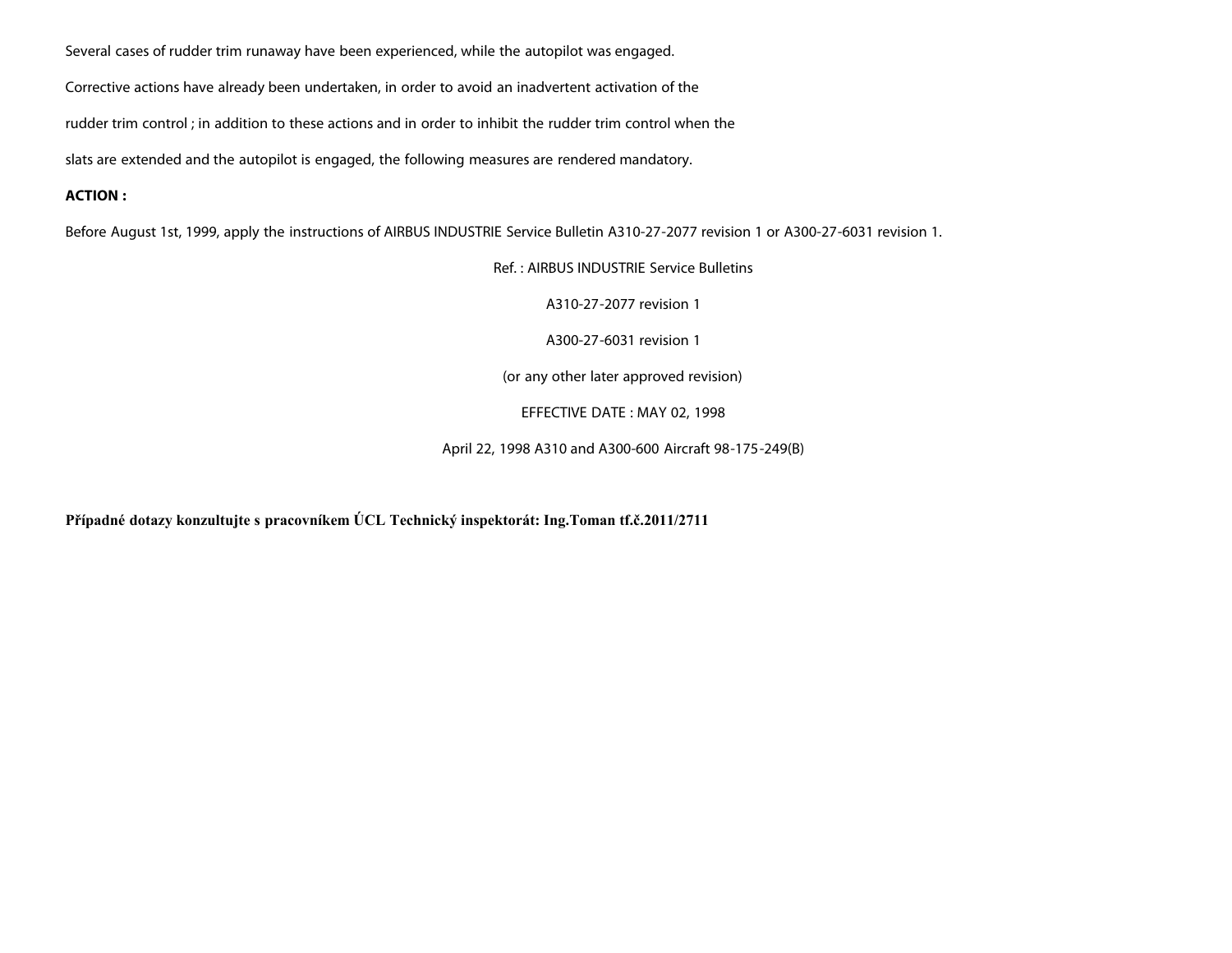Several cases of rudder trim runaway have been experienced, while the autopilot was engaged.

Corrective actions have already been undertaken, in order to avoid an inadvertent activation of the rudder trim control ; in addition to these actions and in order to inhibit the rudder trim control when the slats are extended and the autopilot is engaged, the following measures are rendered mandatory.

**ACTION :**

Before August 1st, 1999, apply the instructions of AIRBUS INDUSTRIE Service Bulletin A310-27-2077 revision 1 or A300-27-6031 revision 1.

Ref. : AIRBUS INDUSTRIE Service Bulletins

A310-27-2077 revision 1

A300-27-6031 revision 1

(or any other later approved revision)

EFFECTIVE DATE : MAY 02, 1998

April 22, 1998 A310 and A300-600 Aircraft 98-175-249(B)

**Případné dotazy konzultujte s pracovníkem ÚCL Technický inspektorát: Ing.Toman tf.č.2011/2711**